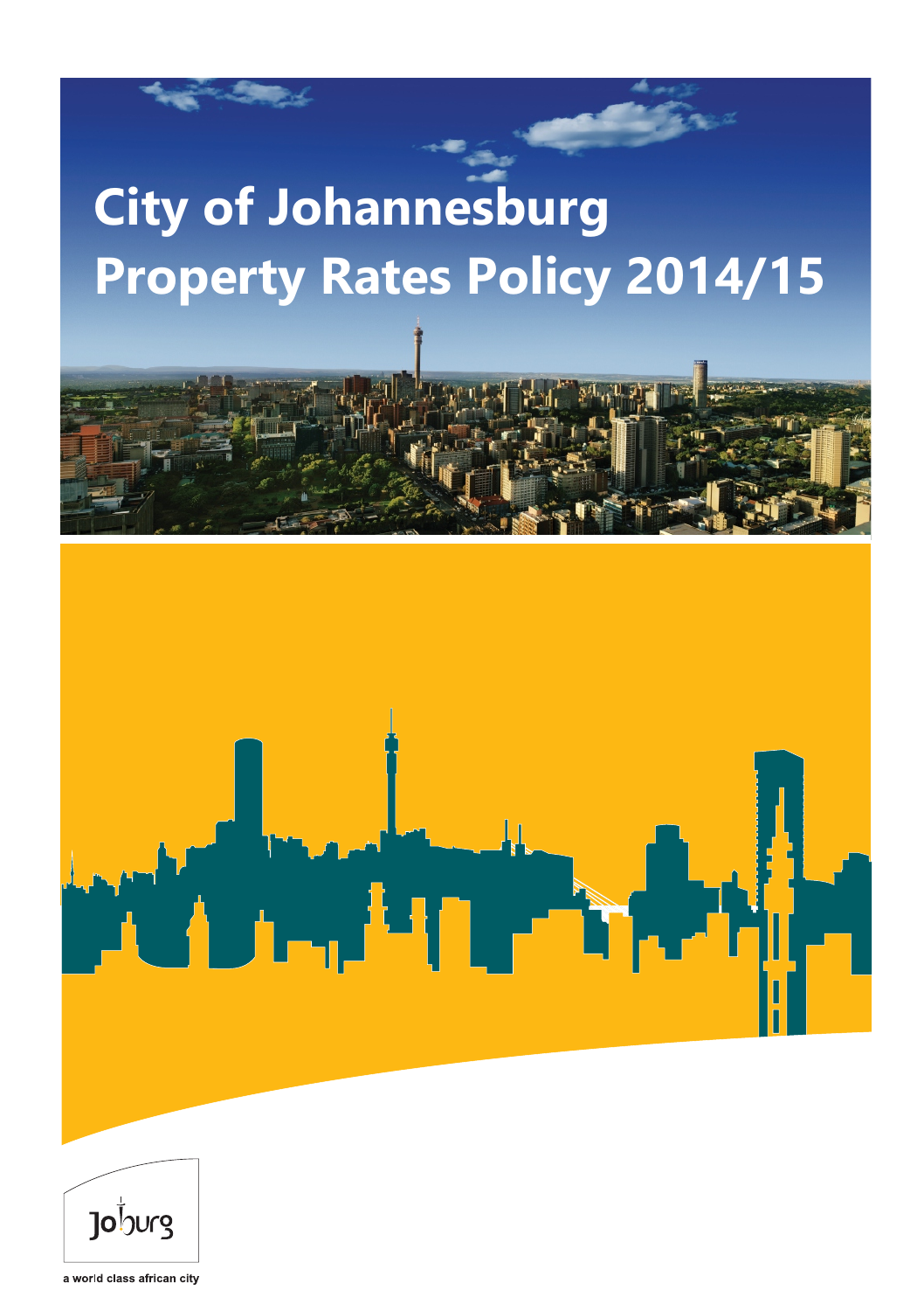# City of Johannesburg Property Rates Policy 2014/15

Joburg

a world class african city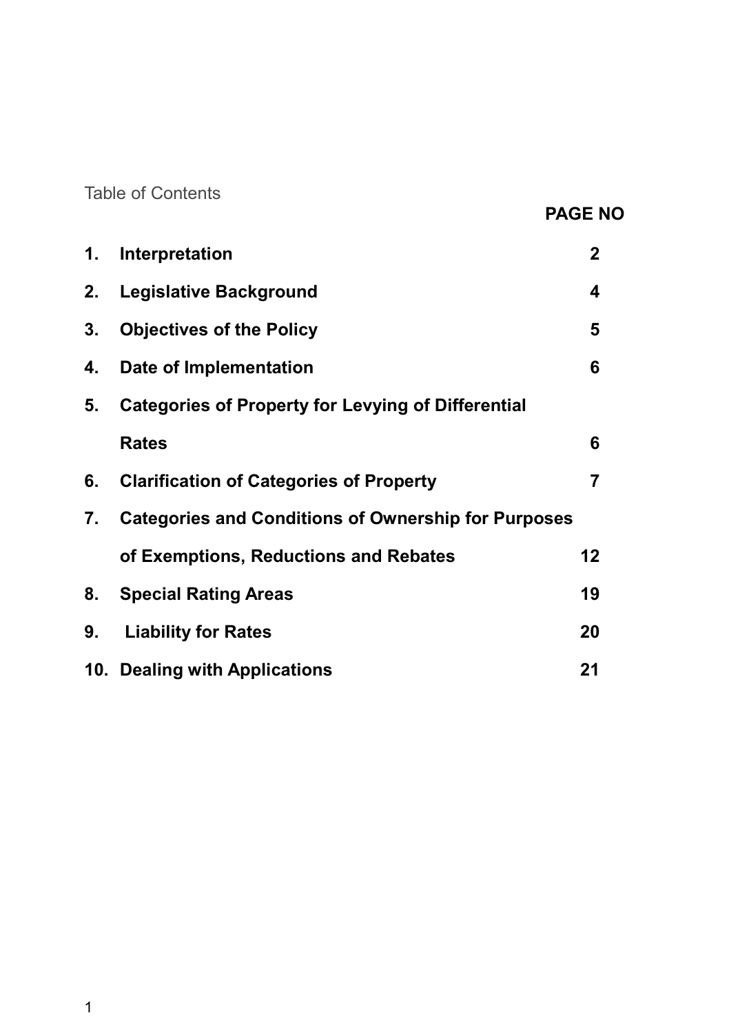Table of Contents

| | | PAGE NO |
|---|---|---|
| **1.** | **Interpretation** | **2** |
| **2.** | **Legislative Background** | **4** |
| **3.** | **Objectives of the Policy** | **5** |
| **4.** | **Date of Implementation** | **6** |
| **5.** | **Categories of Property for Levying of Differential Rates** | **6** |
| **6.** | **Clarification of Categories of Property** | **7** |
| **7.** | **Categories and Conditions of Ownership for Purposes of Exemptions, Reductions and Rebates** | **12** |
| **8.** | **Special Rating Areas** | **19** |
| **9.** | **Liability for Rates** | **20** |
| **10.** | **Dealing with Applications** | **21** |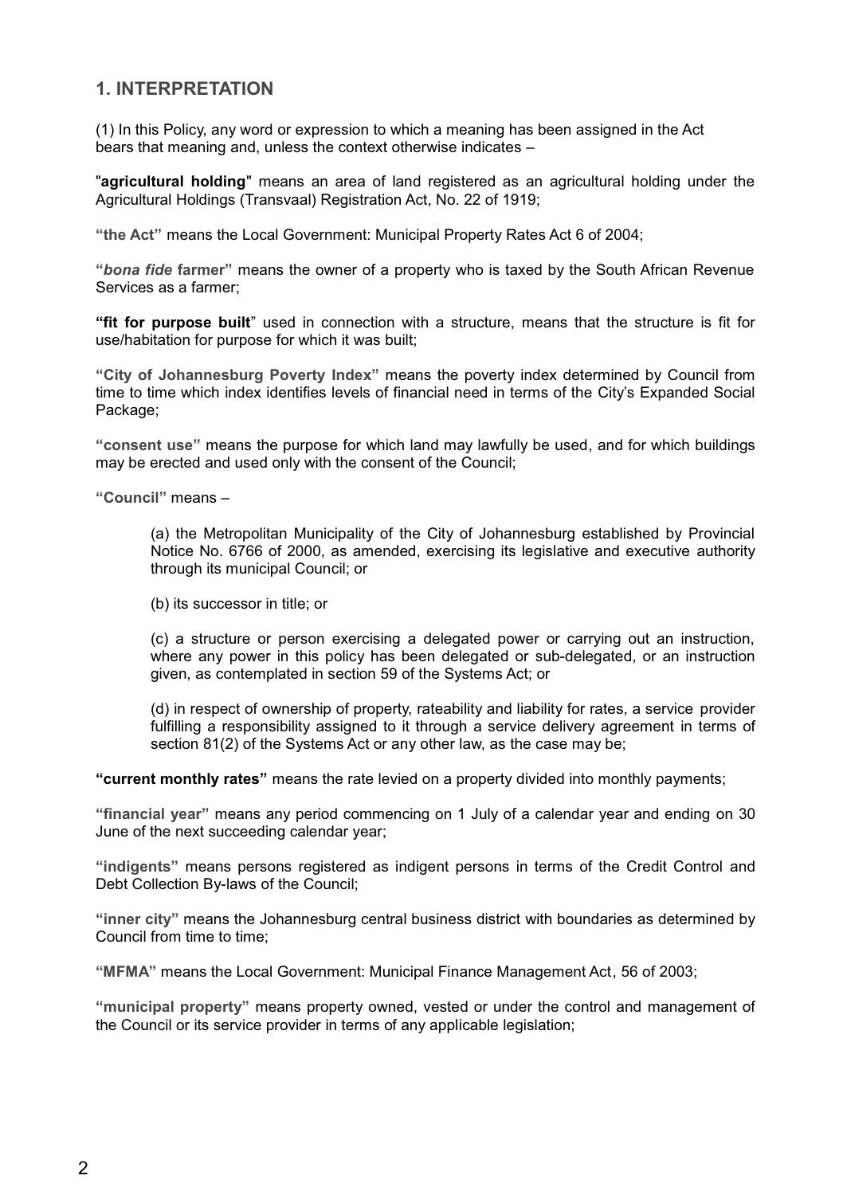## 1. INTERPRETATION

(1) In this Policy, any word or expression to which a meaning has been assigned in the Act bears that meaning and, unless the context otherwise indicates –

"**agricultural holding**" means an area of land registered as an agricultural holding under the Agricultural Holdings (Transvaal) Registration Act, No. 22 of 1919;

**"the Act"** means the Local Government: Municipal Property Rates Act 6 of 2004;

**"*bona fide* farmer"** means the owner of a property who is taxed by the South African Revenue Services as a farmer;

**"fit for purpose built"** used in connection with a structure, means that the structure is fit for use/habitation for purpose for which it was built;

**"City of Johannesburg Poverty Index"** means the poverty index determined by Council from time to time which index identifies levels of financial need in terms of the City's Expanded Social Package;

**"consent use"** means the purpose for which land may lawfully be used, and for which buildings may be erected and used only with the consent of the Council;

**"Council"** means –

> (a) the Metropolitan Municipality of the City of Johannesburg established by Provincial Notice No. 6766 of 2000, as amended, exercising its legislative and executive authority through its municipal Council; or
>
> (b) its successor in title; or
>
> (c) a structure or person exercising a delegated power or carrying out an instruction, where any power in this policy has been delegated or sub-delegated, or an instruction given, as contemplated in section 59 of the Systems Act; or
>
> (d) in respect of ownership of property, rateability and liability for rates, a service provider fulfilling a responsibility assigned to it through a service delivery agreement in terms of section 81(2) of the Systems Act or any other law, as the case may be;

**"current monthly rates"** means the rate levied on a property divided into monthly payments;

**"financial year"** means any period commencing on 1 July of a calendar year and ending on 30 June of the next succeeding calendar year;

**"indigents"** means persons registered as indigent persons in terms of the Credit Control and Debt Collection By-laws of the Council;

**"inner city"** means the Johannesburg central business district with boundaries as determined by Council from time to time;

**"MFMA"** means the Local Government: Municipal Finance Management Act, 56 of 2003;

**"municipal property"** means property owned, vested or under the control and management of the Council or its service provider in terms of any applicable legislation;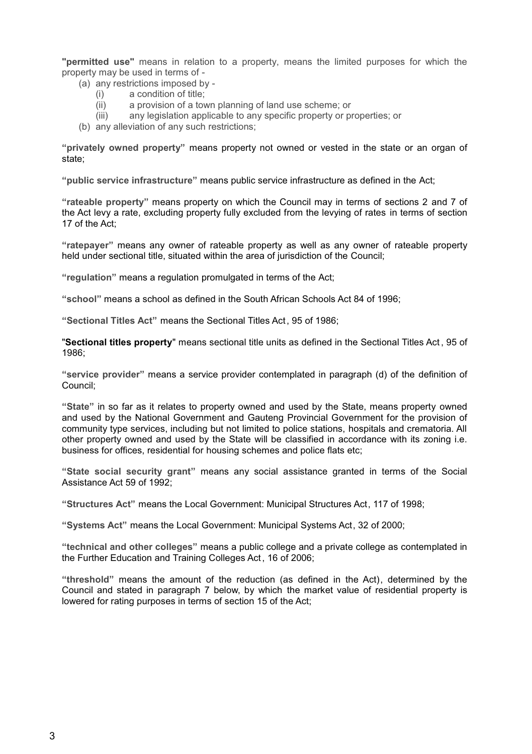**"permitted use"** means in relation to a property, means the limited purposes for which the property may be used in terms of -

(a) any restrictions imposed by -
   (i) a condition of title;
   (ii) a provision of a town planning of land use scheme; or
   (iii) any legislation applicable to any specific property or properties; or
(b) any alleviation of any such restrictions;

**"privately owned property"** means property not owned or vested in the state or an organ of state;

**"public service infrastructure"** means public service infrastructure as defined in the Act;

**"rateable property"** means property on which the Council may in terms of sections 2 and 7 of the Act levy a rate, excluding property fully excluded from the levying of rates in terms of section 17 of the Act;

**"ratepayer"** means any owner of rateable property as well as any owner of rateable property held under sectional title, situated within the area of jurisdiction of the Council;

**"regulation"** means a regulation promulgated in terms of the Act;

**"school"** means a school as defined in the South African Schools Act 84 of 1996;

**"Sectional Titles Act"** means the Sectional Titles Act, 95 of 1986;

"**Sectional titles property**" means sectional title units as defined in the Sectional Titles Act, 95 of 1986;

**"service provider"** means a service provider contemplated in paragraph (d) of the definition of Council;

**"State"** in so far as it relates to property owned and used by the State, means property owned and used by the National Government and Gauteng Provincial Government for the provision of community type services, including but not limited to police stations, hospitals and crematoria. All other property owned and used by the State will be classified in accordance with its zoning i.e. business for offices, residential for housing schemes and police flats etc;

**"State social security grant"** means any social assistance granted in terms of the Social Assistance Act 59 of 1992;

**"Structures Act"** means the Local Government: Municipal Structures Act, 117 of 1998;

**"Systems Act"** means the Local Government: Municipal Systems Act, 32 of 2000;

**"technical and other colleges"** means a public college and a private college as contemplated in the Further Education and Training Colleges Act, 16 of 2006;

**"threshold"** means the amount of the reduction (as defined in the Act), determined by the Council and stated in paragraph 7 below, by which the market value of residential property is lowered for rating purposes in terms of section 15 of the Act;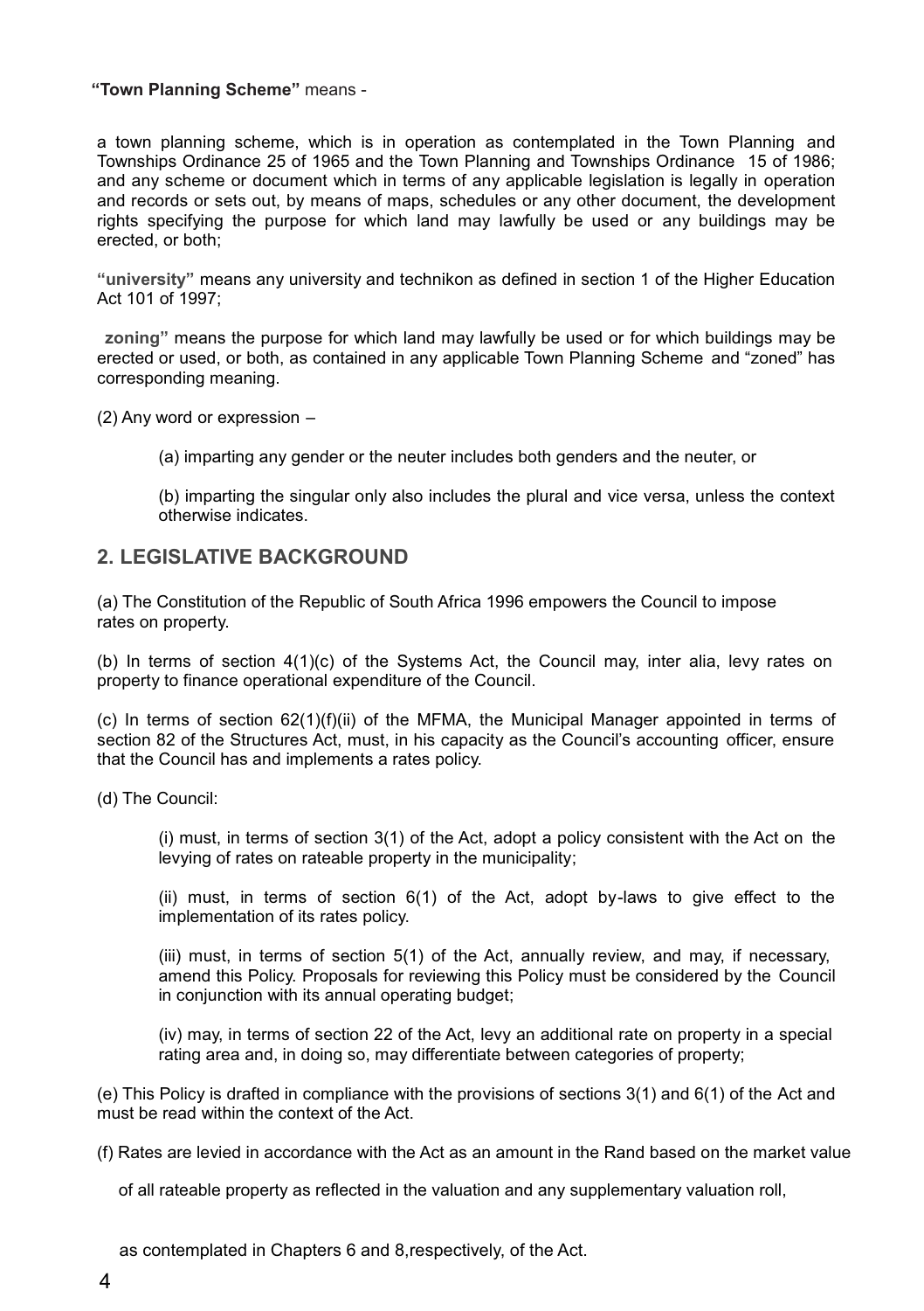**"Town Planning Scheme"** means -

a town planning scheme, which is in operation as contemplated in the Town Planning and Townships Ordinance 25 of 1965 and the Town Planning and Townships Ordinance 15 of 1986; and any scheme or document which in terms of any applicable legislation is legally in operation and records or sets out, by means of maps, schedules or any other document, the development rights specifying the purpose for which land may lawfully be used or any buildings may be erected, or both;

**"university"** means any university and technikon as defined in section 1 of the Higher Education Act 101 of 1997;

**zoning"** means the purpose for which land may lawfully be used or for which buildings may be erected or used, or both, as contained in any applicable Town Planning Scheme and "zoned" has corresponding meaning.

(2) Any word or expression –

(a) imparting any gender or the neuter includes both genders and the neuter, or

(b) imparting the singular only also includes the plural and vice versa, unless the context otherwise indicates.

## 2. LEGISLATIVE BACKGROUND

(a) The Constitution of the Republic of South Africa 1996 empowers the Council to impose rates on property.

(b) In terms of section 4(1)(c) of the Systems Act, the Council may, inter alia, levy rates on property to finance operational expenditure of the Council.

(c) In terms of section 62(1)(f)(ii) of the MFMA, the Municipal Manager appointed in terms of section 82 of the Structures Act, must, in his capacity as the Council's accounting officer, ensure that the Council has and implements a rates policy.

(d) The Council:

(i) must, in terms of section 3(1) of the Act, adopt a policy consistent with the Act on the levying of rates on rateable property in the municipality;

(ii) must, in terms of section 6(1) of the Act, adopt by-laws to give effect to the implementation of its rates policy.

(iii) must, in terms of section 5(1) of the Act, annually review, and may, if necessary, amend this Policy. Proposals for reviewing this Policy must be considered by the Council in conjunction with its annual operating budget;

(iv) may, in terms of section 22 of the Act, levy an additional rate on property in a special rating area and, in doing so, may differentiate between categories of property;

(e) This Policy is drafted in compliance with the provisions of sections 3(1) and 6(1) of the Act and must be read within the context of the Act.

(f) Rates are levied in accordance with the Act as an amount in the Rand based on the market value of all rateable property as reflected in the valuation and any supplementary valuation roll, as contemplated in Chapters 6 and 8,respectively, of the Act.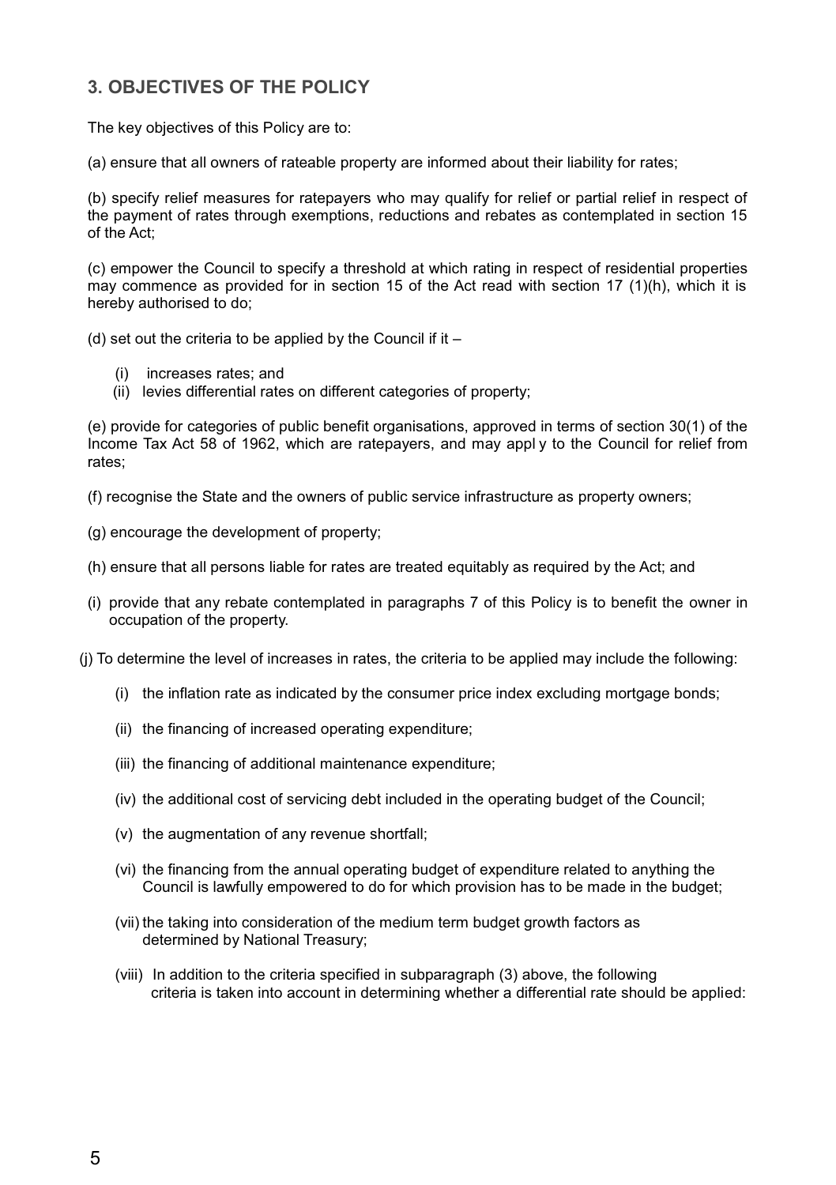## 3. OBJECTIVES OF THE POLICY

The key objectives of this Policy are to:

(a) ensure that all owners of rateable property are informed about their liability for rates;

(b) specify relief measures for ratepayers who may qualify for relief or partial relief in respect of the payment of rates through exemptions, reductions and rebates as contemplated in section 15 of the Act;

(c) empower the Council to specify a threshold at which rating in respect of residential properties may commence as provided for in section 15 of the Act read with section 17 (1)(h), which it is hereby authorised to do;

(d) set out the criteria to be applied by the Council if it –

- (i) increases rates; and
- (ii) levies differential rates on different categories of property;

(e) provide for categories of public benefit organisations, approved in terms of section 30(1) of the Income Tax Act 58 of 1962, which are ratepayers, and may appl y to the Council for relief from rates;

(f) recognise the State and the owners of public service infrastructure as property owners;

(g) encourage the development of property;

(h) ensure that all persons liable for rates are treated equitably as required by the Act; and

(i) provide that any rebate contemplated in paragraphs 7 of this Policy is to benefit the owner in occupation of the property.

(j) To determine the level of increases in rates, the criteria to be applied may include the following:

- (i) the inflation rate as indicated by the consumer price index excluding mortgage bonds;
- (ii) the financing of increased operating expenditure;
- (iii) the financing of additional maintenance expenditure;
- (iv) the additional cost of servicing debt included in the operating budget of the Council;
- (v) the augmentation of any revenue shortfall;
- (vi) the financing from the annual operating budget of expenditure related to anything the Council is lawfully empowered to do for which provision has to be made in the budget;
- (vii) the taking into consideration of the medium term budget growth factors as determined by National Treasury;
- (viii) In addition to the criteria specified in subparagraph (3) above, the following criteria is taken into account in determining whether a differential rate should be applied: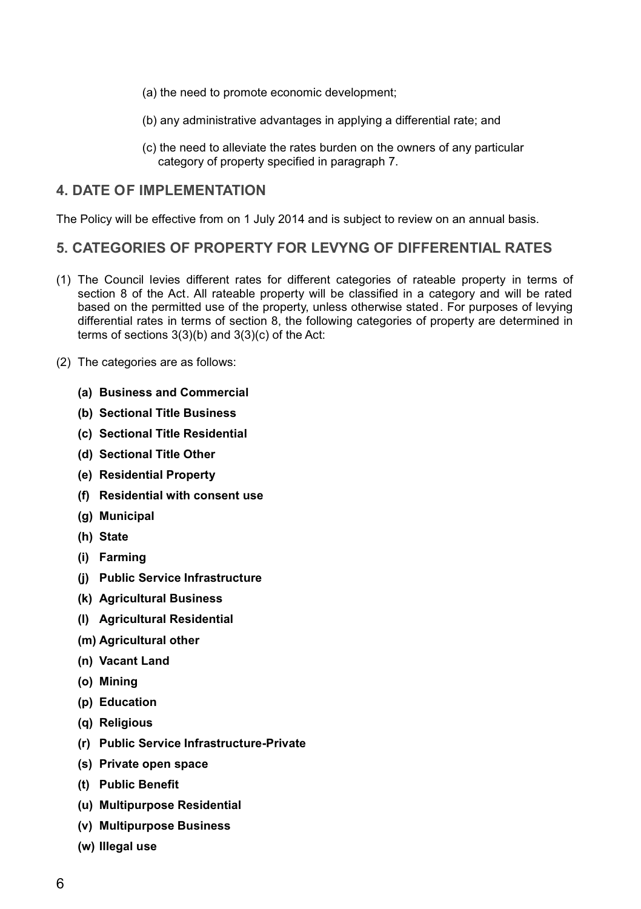(a) the need to promote economic development;

(b) any administrative advantages in applying a differential rate; and

(c) the need to alleviate the rates burden on the owners of any particular category of property specified in paragraph 7.

## 4. DATE OF IMPLEMENTATION

The Policy will be effective from on 1 July 2014 and is subject to review on an annual basis.

## 5. CATEGORIES OF PROPERTY FOR LEVYNG OF DIFFERENTIAL RATES

(1) The Council levies different rates for different categories of rateable property in terms of section 8 of the Act. All rateable property will be classified in a category and will be rated based on the permitted use of the property, unless otherwise stated. For purposes of levying differential rates in terms of section 8, the following categories of property are determined in terms of sections 3(3)(b) and 3(3)(c) of the Act:

(2) The categories are as follows:

- **(a) Business and Commercial**
- **(b) Sectional Title Business**
- **(c) Sectional Title Residential**
- **(d) Sectional Title Other**
- **(e) Residential Property**
- **(f) Residential with consent use**
- **(g) Municipal**
- **(h) State**
- **(i) Farming**
- **(j) Public Service Infrastructure**
- **(k) Agricultural Business**
- **(l) Agricultural Residential**
- **(m) Agricultural other**
- **(n) Vacant Land**
- **(o) Mining**
- **(p) Education**
- **(q) Religious**
- **(r) Public Service Infrastructure-Private**
- **(s) Private open space**
- **(t) Public Benefit**
- **(u) Multipurpose Residential**
- **(v) Multipurpose Business**
- **(w) Illegal use**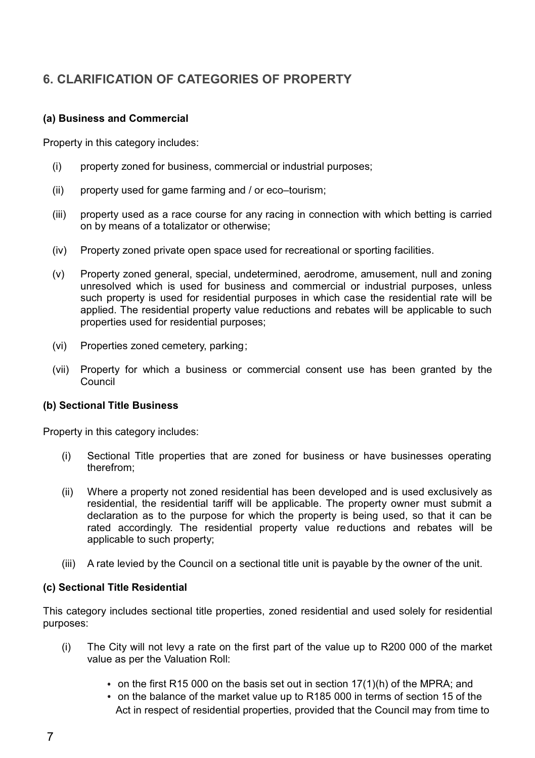## 6. CLARIFICATION OF CATEGORIES OF PROPERTY

### (a) Business and Commercial

Property in this category includes:

- (i) property zoned for business, commercial or industrial purposes;
- (ii) property used for game farming and / or eco–tourism;
- (iii) property used as a race course for any racing in connection with which betting is carried on by means of a totalizator or otherwise;
- (iv) Property zoned private open space used for recreational or sporting facilities.
- (v) Property zoned general, special, undetermined, aerodrome, amusement, null and zoning unresolved which is used for business and commercial or industrial purposes, unless such property is used for residential purposes in which case the residential rate will be applied. The residential property value reductions and rebates will be applicable to such properties used for residential purposes;
- (vi) Properties zoned cemetery, parking;
- (vii) Property for which a business or commercial consent use has been granted by the Council

### (b) Sectional Title Business

Property in this category includes:

- (i) Sectional Title properties that are zoned for business or have businesses operating therefrom;
- (ii) Where a property not zoned residential has been developed and is used exclusively as residential, the residential tariff will be applicable. The property owner must submit a declaration as to the purpose for which the property is being used, so that it can be rated accordingly. The residential property value reductions and rebates will be applicable to such property;
- (iii) A rate levied by the Council on a sectional title unit is payable by the owner of the unit.

### (c) Sectional Title Residential

This category includes sectional title properties, zoned residential and used solely for residential purposes:

- (i) The City will not levy a rate on the first part of the value up to R200 000 of the market value as per the Valuation Roll:
  - on the first R15 000 on the basis set out in section 17(1)(h) of the MPRA; and
  - on the balance of the market value up to R185 000 in terms of section 15 of the Act in respect of residential properties, provided that the Council may from time to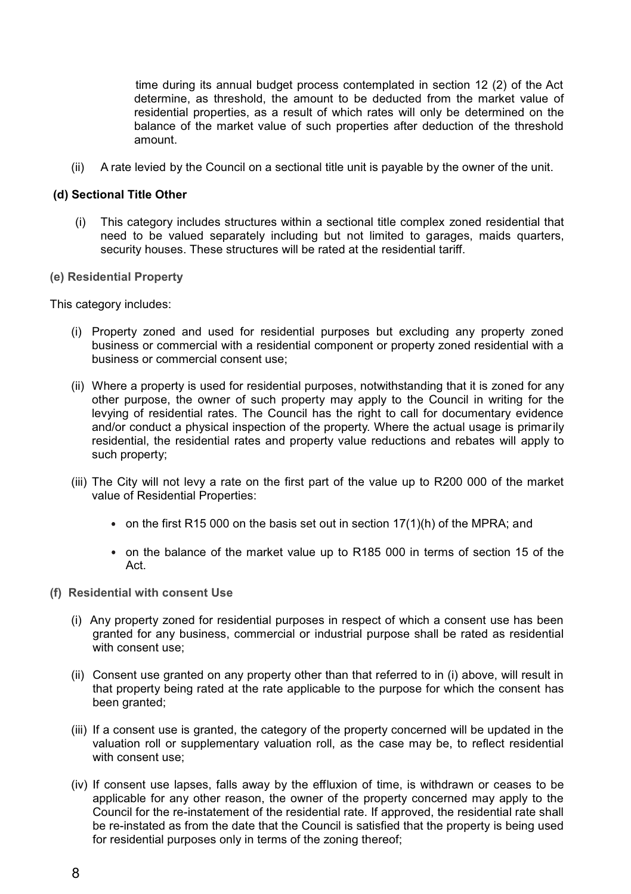time during its annual budget process contemplated in section 12 (2) of the Act determine, as threshold, the amount to be deducted from the market value of residential properties, as a result of which rates will only be determined on the balance of the market value of such properties after deduction of the threshold amount.

(ii) A rate levied by the Council on a sectional title unit is payable by the owner of the unit.

**(d) Sectional Title Other**

(i) This category includes structures within a sectional title complex zoned residential that need to be valued separately including but not limited to garages, maids quarters, security houses. These structures will be rated at the residential tariff.

**(e) Residential Property**

This category includes:

(i) Property zoned and used for residential purposes but excluding any property zoned business or commercial with a residential component or property zoned residential with a business or commercial consent use;

(ii) Where a property is used for residential purposes, notwithstanding that it is zoned for any other purpose, the owner of such property may apply to the Council in writing for the levying of residential rates. The Council has the right to call for documentary evidence and/or conduct a physical inspection of the property. Where the actual usage is primarily residential, the residential rates and property value reductions and rebates will apply to such property;

(iii) The City will not levy a rate on the first part of the value up to R200 000 of the market value of Residential Properties:

- on the first R15 000 on the basis set out in section 17(1)(h) of the MPRA; and
- on the balance of the market value up to R185 000 in terms of section 15 of the Act.

**(f) Residential with consent Use**

(i) Any property zoned for residential purposes in respect of which a consent use has been granted for any business, commercial or industrial purpose shall be rated as residential with consent use;

(ii) Consent use granted on any property other than that referred to in (i) above, will result in that property being rated at the rate applicable to the purpose for which the consent has been granted;

(iii) If a consent use is granted, the category of the property concerned will be updated in the valuation roll or supplementary valuation roll, as the case may be, to reflect residential with consent use;

(iv) If consent use lapses, falls away by the effluxion of time, is withdrawn or ceases to be applicable for any other reason, the owner of the property concerned may apply to the Council for the re-instatement of the residential rate. If approved, the residential rate shall be re-instated as from the date that the Council is satisfied that the property is being used for residential purposes only in terms of the zoning thereof;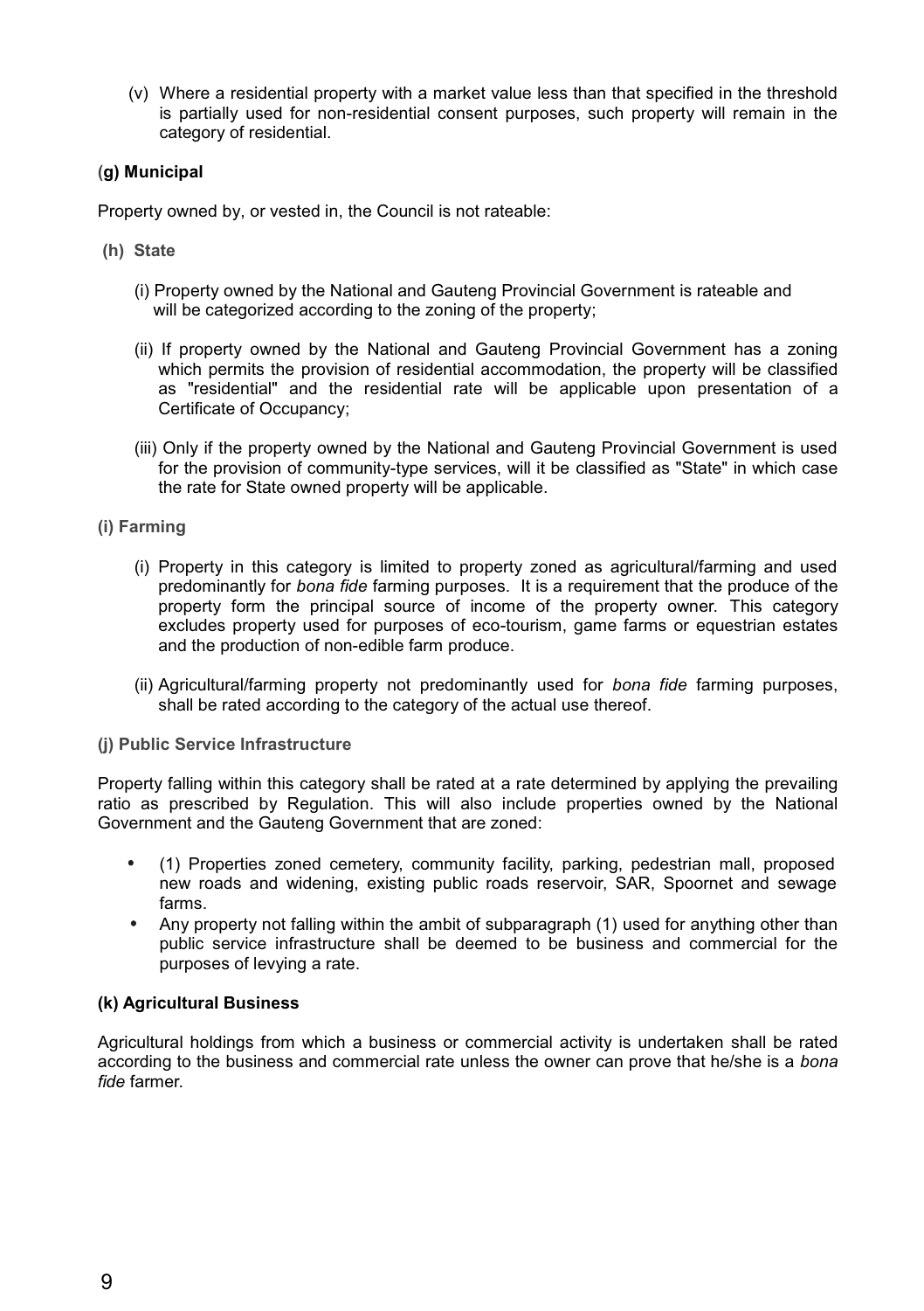(v) Where a residential property with a market value less than that specified in the threshold is partially used for non-residential consent purposes, such property will remain in the category of residential.

**(g) Municipal**

Property owned by, or vested in, the Council is not rateable:

**(h) State**

(i) Property owned by the National and Gauteng Provincial Government is rateable and will be categorized according to the zoning of the property;

(ii) If property owned by the National and Gauteng Provincial Government has a zoning which permits the provision of residential accommodation, the property will be classified as "residential" and the residential rate will be applicable upon presentation of a Certificate of Occupancy;

(iii) Only if the property owned by the National and Gauteng Provincial Government is used for the provision of community-type services, will it be classified as "State" in which case the rate for State owned property will be applicable.

**(i) Farming**

(i) Property in this category is limited to property zoned as agricultural/farming and used predominantly for *bona fide* farming purposes. It is a requirement that the produce of the property form the principal source of income of the property owner. This category excludes property used for purposes of eco-tourism, game farms or equestrian estates and the production of non-edible farm produce.

(ii) Agricultural/farming property not predominantly used for *bona fide* farming purposes, shall be rated according to the category of the actual use thereof.

**(j) Public Service Infrastructure**

Property falling within this category shall be rated at a rate determined by applying the prevailing ratio as prescribed by Regulation. This will also include properties owned by the National Government and the Gauteng Government that are zoned:

- (1) Properties zoned cemetery, community facility, parking, pedestrian mall, proposed new roads and widening, existing public roads reservoir, SAR, Spoornet and sewage farms.
- Any property not falling within the ambit of subparagraph (1) used for anything other than public service infrastructure shall be deemed to be business and commercial for the purposes of levying a rate.

**(k) Agricultural Business**

Agricultural holdings from which a business or commercial activity is undertaken shall be rated according to the business and commercial rate unless the owner can prove that he/she is a *bona fide* farmer.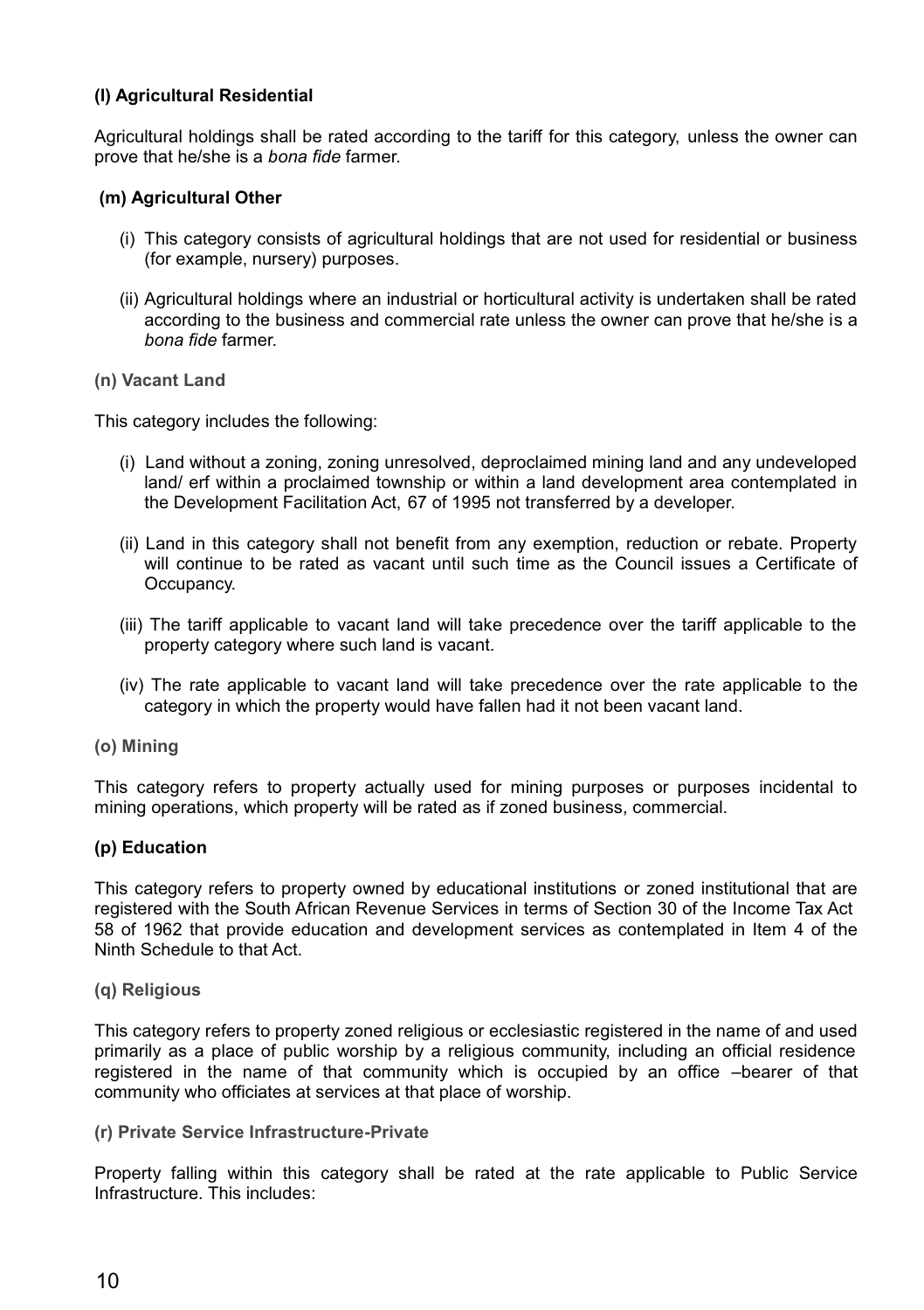**(l) Agricultural Residential**

Agricultural holdings shall be rated according to the tariff for this category, unless the owner can prove that he/she is a *bona fide* farmer.

**(m) Agricultural Other**

(i) This category consists of agricultural holdings that are not used for residential or business (for example, nursery) purposes.

(ii) Agricultural holdings where an industrial or horticultural activity is undertaken shall be rated according to the business and commercial rate unless the owner can prove that he/she is a *bona fide* farmer.

**(n) Vacant Land**

This category includes the following:

(i) Land without a zoning, zoning unresolved, deproclaimed mining land and any undeveloped land/ erf within a proclaimed township or within a land development area contemplated in the Development Facilitation Act, 67 of 1995 not transferred by a developer.

(ii) Land in this category shall not benefit from any exemption, reduction or rebate. Property will continue to be rated as vacant until such time as the Council issues a Certificate of Occupancy.

(iii) The tariff applicable to vacant land will take precedence over the tariff applicable to the property category where such land is vacant.

(iv) The rate applicable to vacant land will take precedence over the rate applicable to the category in which the property would have fallen had it not been vacant land.

**(o) Mining**

This category refers to property actually used for mining purposes or purposes incidental to mining operations, which property will be rated as if zoned business, commercial.

**(p) Education**

This category refers to property owned by educational institutions or zoned institutional that are registered with the South African Revenue Services in terms of Section 30 of the Income Tax Act 58 of 1962 that provide education and development services as contemplated in Item 4 of the Ninth Schedule to that Act.

**(q) Religious**

This category refers to property zoned religious or ecclesiastic registered in the name of and used primarily as a place of public worship by a religious community, including an official residence registered in the name of that community which is occupied by an office –bearer of that community who officiates at services at that place of worship.

**(r) Private Service Infrastructure-Private**

Property falling within this category shall be rated at the rate applicable to Public Service Infrastructure. This includes: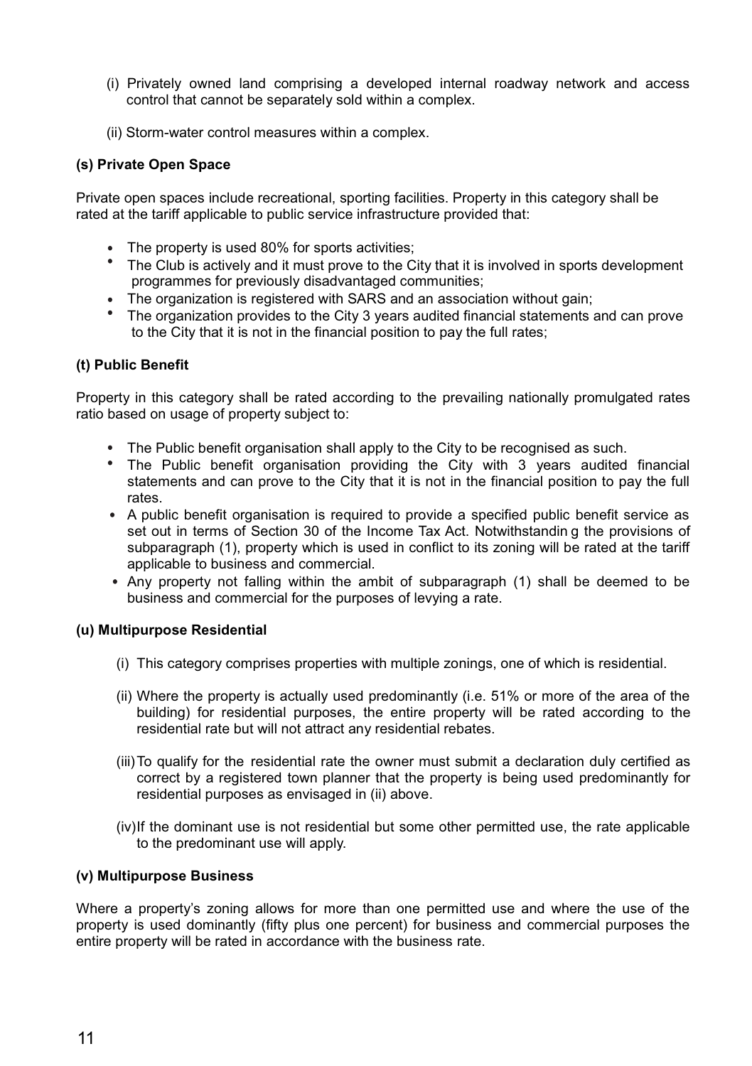(i) Privately owned land comprising a developed internal roadway network and access control that cannot be separately sold within a complex.

(ii) Storm-water control measures within a complex.

**(s) Private Open Space**

Private open spaces include recreational, sporting facilities. Property in this category shall be rated at the tariff applicable to public service infrastructure provided that:

- The property is used 80% for sports activities;
- The Club is actively and it must prove to the City that it is involved in sports development programmes for previously disadvantaged communities;
- The organization is registered with SARS and an association without gain;
- The organization provides to the City 3 years audited financial statements and can prove to the City that it is not in the financial position to pay the full rates;

**(t) Public Benefit**

Property in this category shall be rated according to the prevailing nationally promulgated rates ratio based on usage of property subject to:

- The Public benefit organisation shall apply to the City to be recognised as such.
- The Public benefit organisation providing the City with 3 years audited financial statements and can prove to the City that it is not in the financial position to pay the full rates.
- A public benefit organisation is required to provide a specified public benefit service as set out in terms of Section 30 of the Income Tax Act. Notwithstandin g the provisions of subparagraph (1), property which is used in conflict to its zoning will be rated at the tariff applicable to business and commercial.
- Any property not falling within the ambit of subparagraph (1) shall be deemed to be business and commercial for the purposes of levying a rate.

**(u) Multipurpose Residential**

(i) This category comprises properties with multiple zonings, one of which is residential.

(ii) Where the property is actually used predominantly (i.e. 51% or more of the area of the building) for residential purposes, the entire property will be rated according to the residential rate but will not attract any residential rebates.

(iii) To qualify for the residential rate the owner must submit a declaration duly certified as correct by a registered town planner that the property is being used predominantly for residential purposes as envisaged in (ii) above.

(iv) If the dominant use is not residential but some other permitted use, the rate applicable to the predominant use will apply.

**(v) Multipurpose Business**

Where a property's zoning allows for more than one permitted use and where the use of the property is used dominantly (fifty plus one percent) for business and commercial purposes the entire property will be rated in accordance with the business rate.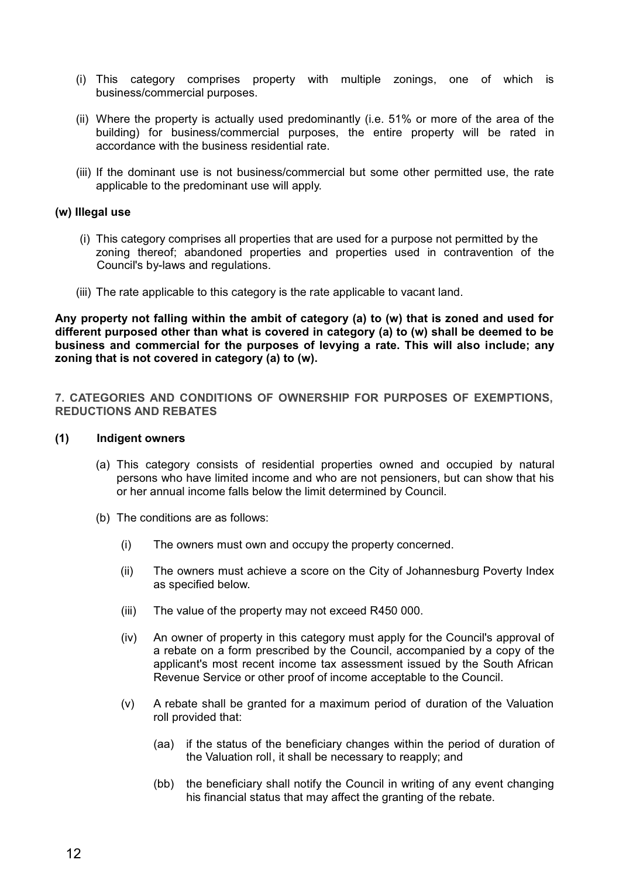(i) This category comprises property with multiple zonings, one of which is business/commercial purposes.

(ii) Where the property is actually used predominantly (i.e. 51% or more of the area of the building) for business/commercial purposes, the entire property will be rated in accordance with the business residential rate.

(iii) If the dominant use is not business/commercial but some other permitted use, the rate applicable to the predominant use will apply.

**(w) Illegal use**

(i) This category comprises all properties that are used for a purpose not permitted by the zoning thereof; abandoned properties and properties used in contravention of the Council's by-laws and regulations.

(iii) The rate applicable to this category is the rate applicable to vacant land.

**Any property not falling within the ambit of category (a) to (w) that is zoned and used for different purposed other than what is covered in category (a) to (w) shall be deemed to be business and commercial for the purposes of levying a rate. This will also include; any zoning that is not covered in category (a) to (w).**

## 7. CATEGORIES AND CONDITIONS OF OWNERSHIP FOR PURPOSES OF EXEMPTIONS, REDUCTIONS AND REBATES

### (1) Indigent owners

(a) This category consists of residential properties owned and occupied by natural persons who have limited income and who are not pensioners, but can show that his or her annual income falls below the limit determined by Council.

(b) The conditions are as follows:

(i) The owners must own and occupy the property concerned.

(ii) The owners must achieve a score on the City of Johannesburg Poverty Index as specified below.

(iii) The value of the property may not exceed R450 000.

(iv) An owner of property in this category must apply for the Council's approval of a rebate on a form prescribed by the Council, accompanied by a copy of the applicant's most recent income tax assessment issued by the South African Revenue Service or other proof of income acceptable to the Council.

(v) A rebate shall be granted for a maximum period of duration of the Valuation roll provided that:

(aa) if the status of the beneficiary changes within the period of duration of the Valuation roll, it shall be necessary to reapply; and

(bb) the beneficiary shall notify the Council in writing of any event changing his financial status that may affect the granting of the rebate.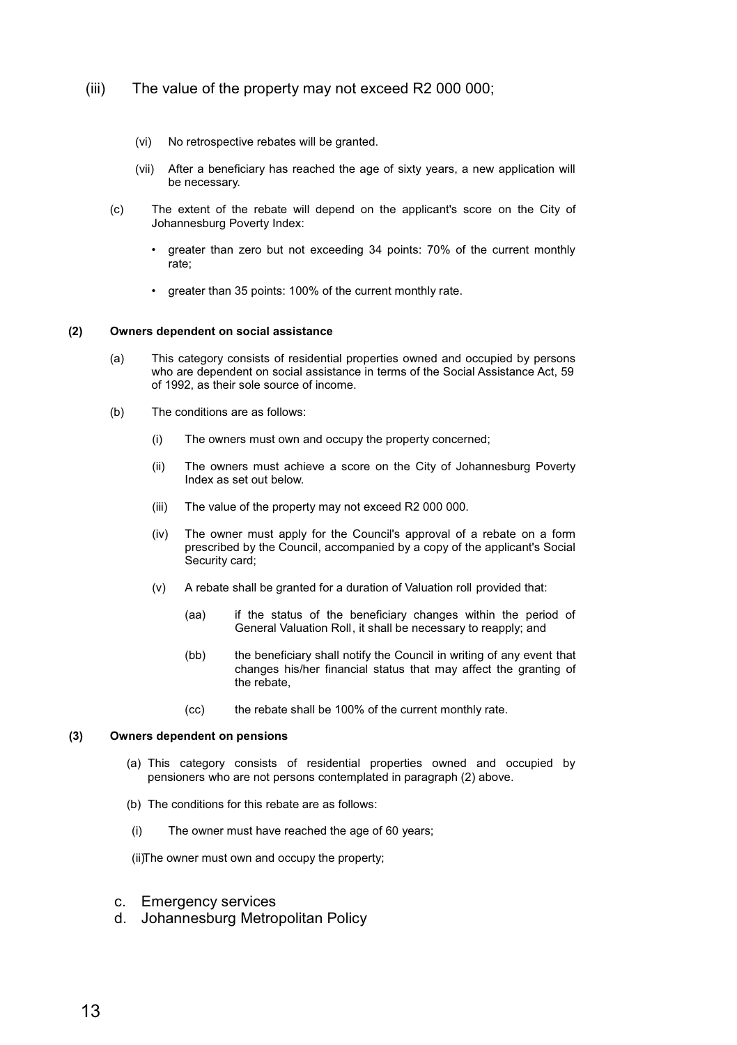(iii) The value of the property may not exceed R2 000 000;

(vi) No retrospective rebates will be granted.

(vii) After a beneficiary has reached the age of sixty years, a new application will be necessary.

(c) The extent of the rebate will depend on the applicant's score on the City of Johannesburg Poverty Index:

- greater than zero but not exceeding 34 points: 70% of the current monthly rate;
- greater than 35 points: 100% of the current monthly rate.

**(2) Owners dependent on social assistance**

(a) This category consists of residential properties owned and occupied by persons who are dependent on social assistance in terms of the Social Assistance Act, 59 of 1992, as their sole source of income.

(b) The conditions are as follows:

(i) The owners must own and occupy the property concerned;

(ii) The owners must achieve a score on the City of Johannesburg Poverty Index as set out below.

(iii) The value of the property may not exceed R2 000 000.

(iv) The owner must apply for the Council's approval of a rebate on a form prescribed by the Council, accompanied by a copy of the applicant's Social Security card;

(v) A rebate shall be granted for a duration of Valuation roll provided that:

(aa) if the status of the beneficiary changes within the period of General Valuation Roll, it shall be necessary to reapply; and

(bb) the beneficiary shall notify the Council in writing of any event that changes his/her financial status that may affect the granting of the rebate,

(cc) the rebate shall be 100% of the current monthly rate.

**(3) Owners dependent on pensions**

(a) This category consists of residential properties owned and occupied by pensioners who are not persons contemplated in paragraph (2) above.

(b) The conditions for this rebate are as follows:

(i) The owner must have reached the age of 60 years;

(ii)The owner must own and occupy the property;

c. Emergency services
d. Johannesburg Metropolitan Policy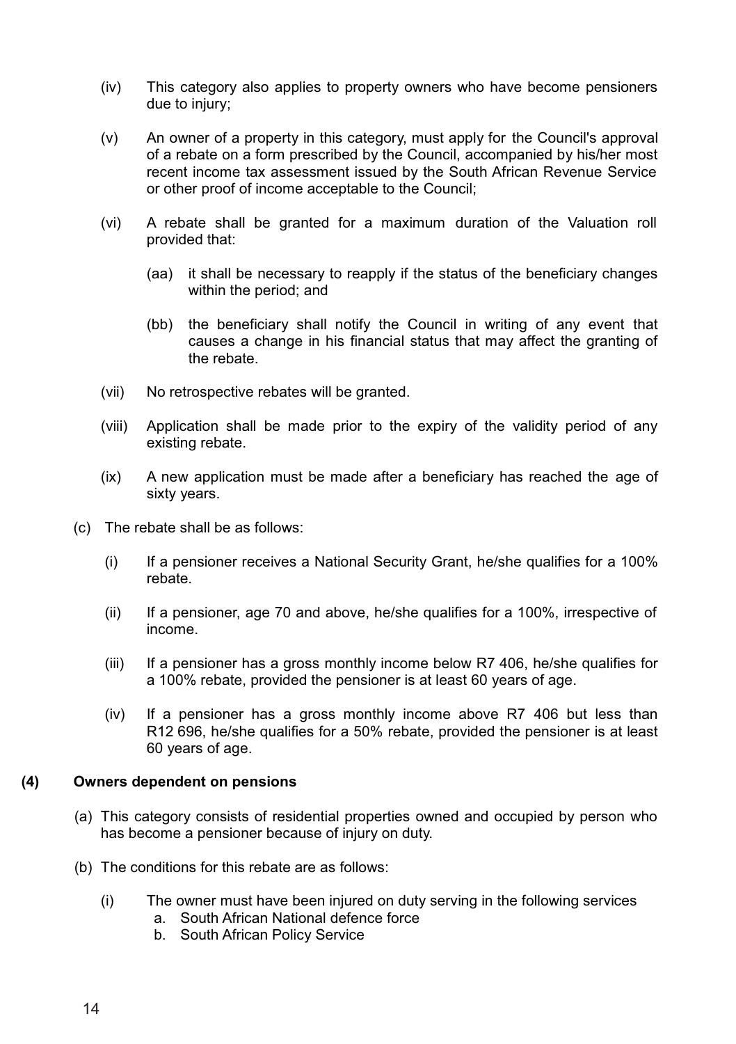(iv) This category also applies to property owners who have become pensioners due to injury;

(v) An owner of a property in this category, must apply for the Council's approval of a rebate on a form prescribed by the Council, accompanied by his/her most recent income tax assessment issued by the South African Revenue Service or other proof of income acceptable to the Council;

(vi) A rebate shall be granted for a maximum duration of the Valuation roll provided that:

  (aa) it shall be necessary to reapply if the status of the beneficiary changes within the period; and

  (bb) the beneficiary shall notify the Council in writing of any event that causes a change in his financial status that may affect the granting of the rebate.

(vii) No retrospective rebates will be granted.

(viii) Application shall be made prior to the expiry of the validity period of any existing rebate.

(ix) A new application must be made after a beneficiary has reached the age of sixty years.

(c) The rebate shall be as follows:

  (i) If a pensioner receives a National Security Grant, he/she qualifies for a 100% rebate.

  (ii) If a pensioner, age 70 and above, he/she qualifies for a 100%, irrespective of income.

  (iii) If a pensioner has a gross monthly income below R7 406, he/she qualifies for a 100% rebate, provided the pensioner is at least 60 years of age.

  (iv) If a pensioner has a gross monthly income above R7 406 but less than R12 696, he/she qualifies for a 50% rebate, provided the pensioner is at least 60 years of age.

**(4) Owners dependent on pensions**

(a) This category consists of residential properties owned and occupied by person who has become a pensioner because of injury on duty.

(b) The conditions for this rebate are as follows:

  (i) The owner must have been injured on duty serving in the following services
    a. South African National defence force
    b. South African Policy Service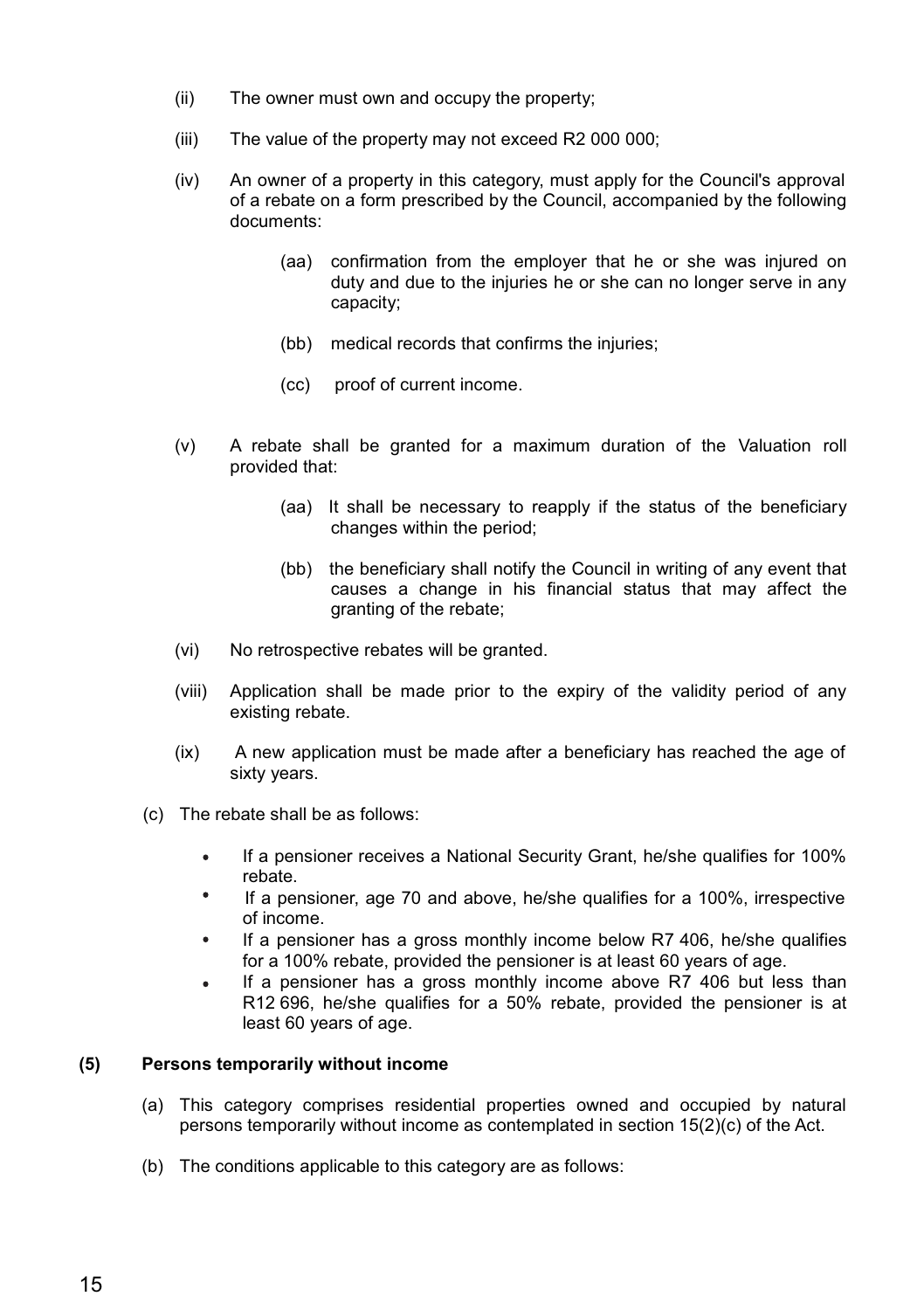(ii) The owner must own and occupy the property;

(iii) The value of the property may not exceed R2 000 000;

(iv) An owner of a property in this category, must apply for the Council's approval of a rebate on a form prescribed by the Council, accompanied by the following documents:

> (aa) confirmation from the employer that he or she was injured on duty and due to the injuries he or she can no longer serve in any capacity;
>
> (bb) medical records that confirms the injuries;
>
> (cc) proof of current income.

(v) A rebate shall be granted for a maximum duration of the Valuation roll provided that:

> (aa) It shall be necessary to reapply if the status of the beneficiary changes within the period;
>
> (bb) the beneficiary shall notify the Council in writing of any event that causes a change in his financial status that may affect the granting of the rebate;

(vi) No retrospective rebates will be granted.

(viii) Application shall be made prior to the expiry of the validity period of any existing rebate.

(ix) A new application must be made after a beneficiary has reached the age of sixty years.

(c) The rebate shall be as follows:

- If a pensioner receives a National Security Grant, he/she qualifies for 100% rebate.
- If a pensioner, age 70 and above, he/she qualifies for a 100%, irrespective of income.
- If a pensioner has a gross monthly income below R7 406, he/she qualifies for a 100% rebate, provided the pensioner is at least 60 years of age.
- If a pensioner has a gross monthly income above R7 406 but less than R12 696, he/she qualifies for a 50% rebate, provided the pensioner is at least 60 years of age.

**(5) Persons temporarily without income**

(a) This category comprises residential properties owned and occupied by natural persons temporarily without income as contemplated in section 15(2)(c) of the Act.

(b) The conditions applicable to this category are as follows: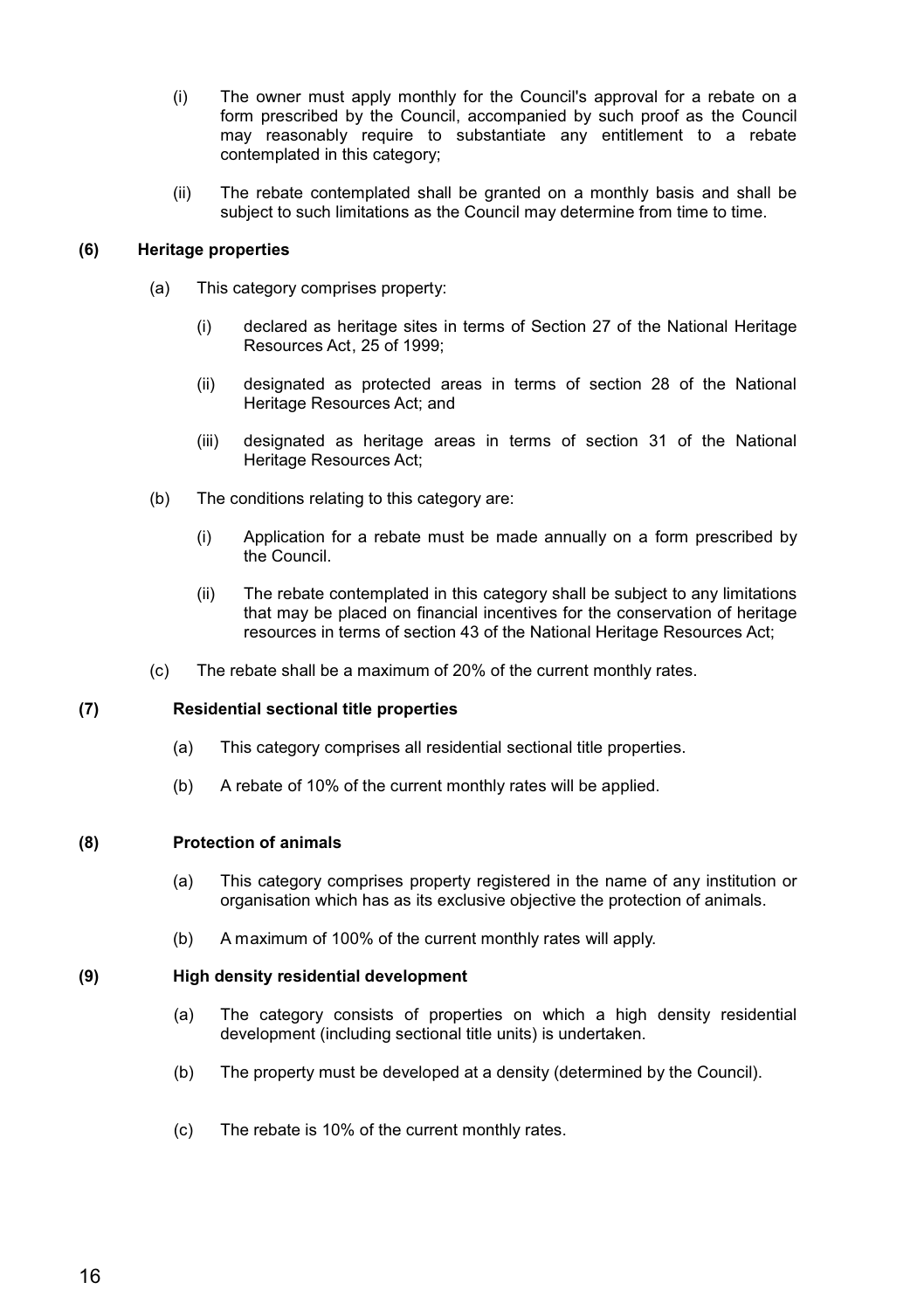(i) The owner must apply monthly for the Council's approval for a rebate on a form prescribed by the Council, accompanied by such proof as the Council may reasonably require to substantiate any entitlement to a rebate contemplated in this category;

(ii) The rebate contemplated shall be granted on a monthly basis and shall be subject to such limitations as the Council may determine from time to time.

**(6) Heritage properties**

(a) This category comprises property:

(i) declared as heritage sites in terms of Section 27 of the National Heritage Resources Act, 25 of 1999;

(ii) designated as protected areas in terms of section 28 of the National Heritage Resources Act; and

(iii) designated as heritage areas in terms of section 31 of the National Heritage Resources Act;

(b) The conditions relating to this category are:

(i) Application for a rebate must be made annually on a form prescribed by the Council.

(ii) The rebate contemplated in this category shall be subject to any limitations that may be placed on financial incentives for the conservation of heritage resources in terms of section 43 of the National Heritage Resources Act;

(c) The rebate shall be a maximum of 20% of the current monthly rates.

**(7) Residential sectional title properties**

(a) This category comprises all residential sectional title properties.

(b) A rebate of 10% of the current monthly rates will be applied.

**(8) Protection of animals**

(a) This category comprises property registered in the name of any institution or organisation which has as its exclusive objective the protection of animals.

(b) A maximum of 100% of the current monthly rates will apply.

**(9) High density residential development**

(a) The category consists of properties on which a high density residential development (including sectional title units) is undertaken.

(b) The property must be developed at a density (determined by the Council).

(c) The rebate is 10% of the current monthly rates.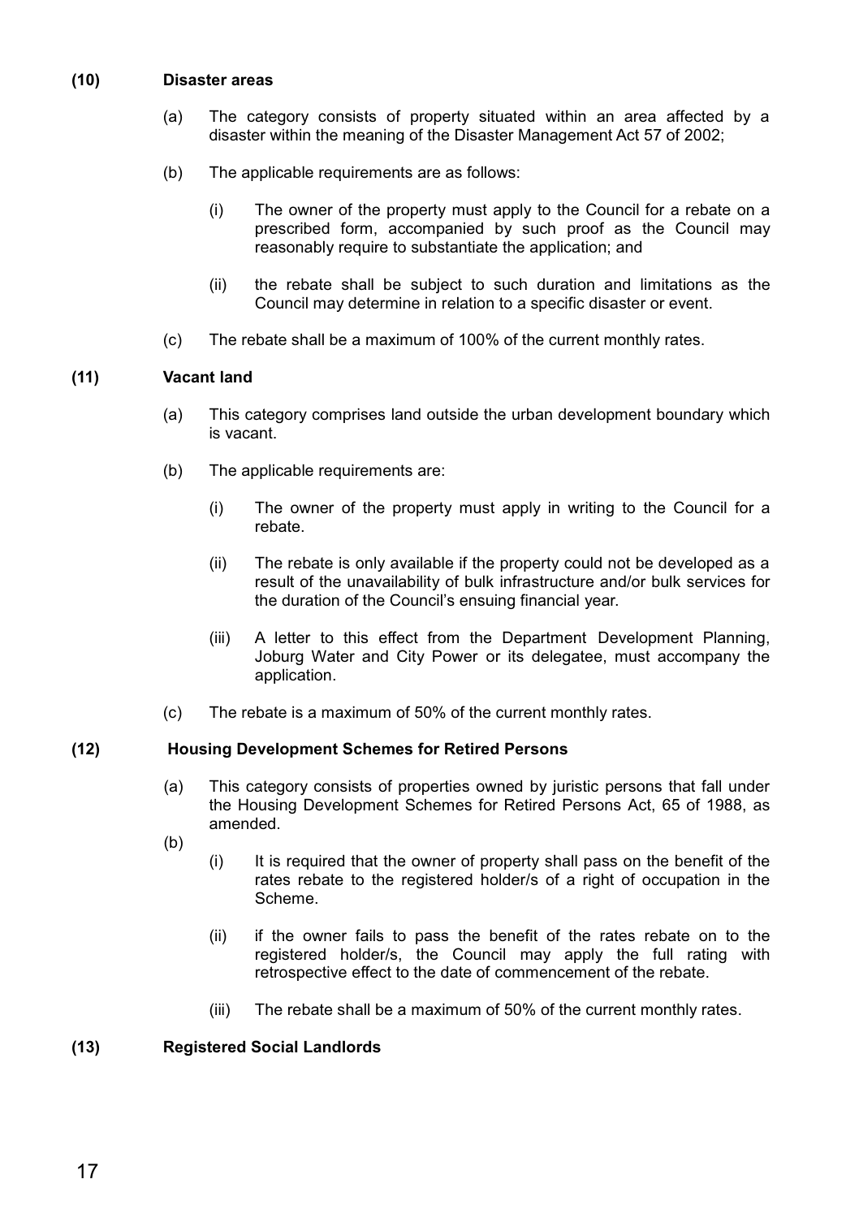**(10) Disaster areas**

(a) The category consists of property situated within an area affected by a disaster within the meaning of the Disaster Management Act 57 of 2002;

(b) The applicable requirements are as follows:

(i) The owner of the property must apply to the Council for a rebate on a prescribed form, accompanied by such proof as the Council may reasonably require to substantiate the application; and

(ii) the rebate shall be subject to such duration and limitations as the Council may determine in relation to a specific disaster or event.

(c) The rebate shall be a maximum of 100% of the current monthly rates.

**(11) Vacant land**

(a) This category comprises land outside the urban development boundary which is vacant.

(b) The applicable requirements are:

(i) The owner of the property must apply in writing to the Council for a rebate.

(ii) The rebate is only available if the property could not be developed as a result of the unavailability of bulk infrastructure and/or bulk services for the duration of the Council's ensuing financial year.

(iii) A letter to this effect from the Department Development Planning, Joburg Water and City Power or its delegatee, must accompany the application.

(c) The rebate is a maximum of 50% of the current monthly rates.

**(12) Housing Development Schemes for Retired Persons**

(a) This category consists of properties owned by juristic persons that fall under the Housing Development Schemes for Retired Persons Act, 65 of 1988, as amended.

(b)

(i) It is required that the owner of property shall pass on the benefit of the rates rebate to the registered holder/s of a right of occupation in the Scheme.

(ii) if the owner fails to pass the benefit of the rates rebate on to the registered holder/s, the Council may apply the full rating with retrospective effect to the date of commencement of the rebate.

(iii) The rebate shall be a maximum of 50% of the current monthly rates.

**(13) Registered Social Landlords**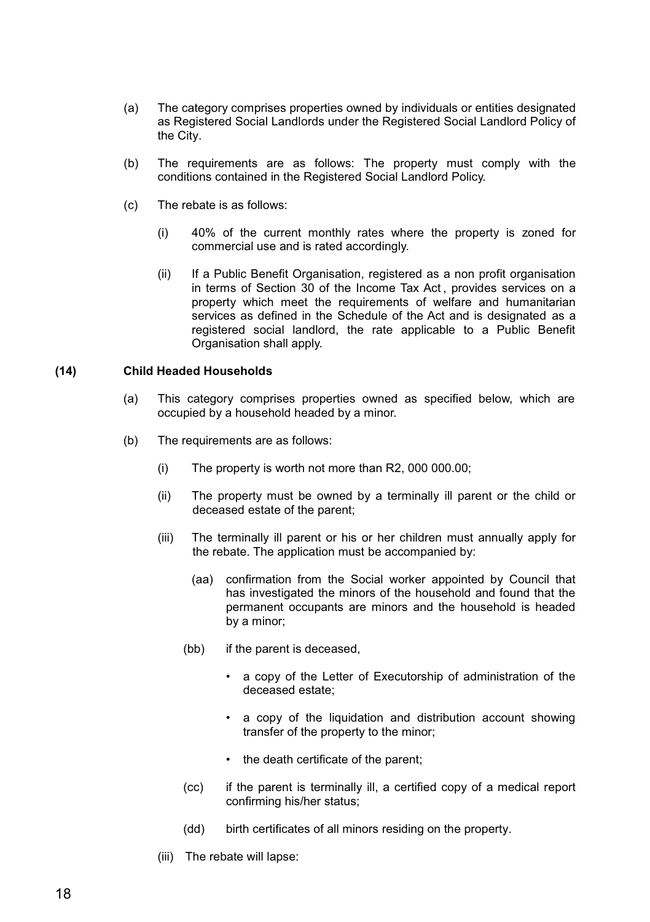(a) The category comprises properties owned by individuals or entities designated as Registered Social Landlords under the Registered Social Landlord Policy of the City.

(b) The requirements are as follows: The property must comply with the conditions contained in the Registered Social Landlord Policy.

(c) The rebate is as follows:

(i) 40% of the current monthly rates where the property is zoned for commercial use and is rated accordingly.

(ii) If a Public Benefit Organisation, registered as a non profit organisation in terms of Section 30 of the Income Tax Act , provides services on a property which meet the requirements of welfare and humanitarian services as defined in the Schedule of the Act and is designated as a registered social landlord, the rate applicable to a Public Benefit Organisation shall apply.

**(14) Child Headed Households**

(a) This category comprises properties owned as specified below, which are occupied by a household headed by a minor.

(b) The requirements are as follows:

(i) The property is worth not more than R2, 000 000.00;

(ii) The property must be owned by a terminally ill parent or the child or deceased estate of the parent;

(iii) The terminally ill parent or his or her children must annually apply for the rebate. The application must be accompanied by:

(aa) confirmation from the Social worker appointed by Council that has investigated the minors of the household and found that the permanent occupants are minors and the household is headed by a minor;

(bb) if the parent is deceased,

- a copy of the Letter of Executorship of administration of the deceased estate;
- a copy of the liquidation and distribution account showing transfer of the property to the minor;
- the death certificate of the parent;

(cc) if the parent is terminally ill, a certified copy of a medical report confirming his/her status;

(dd) birth certificates of all minors residing on the property.

(iii) The rebate will lapse: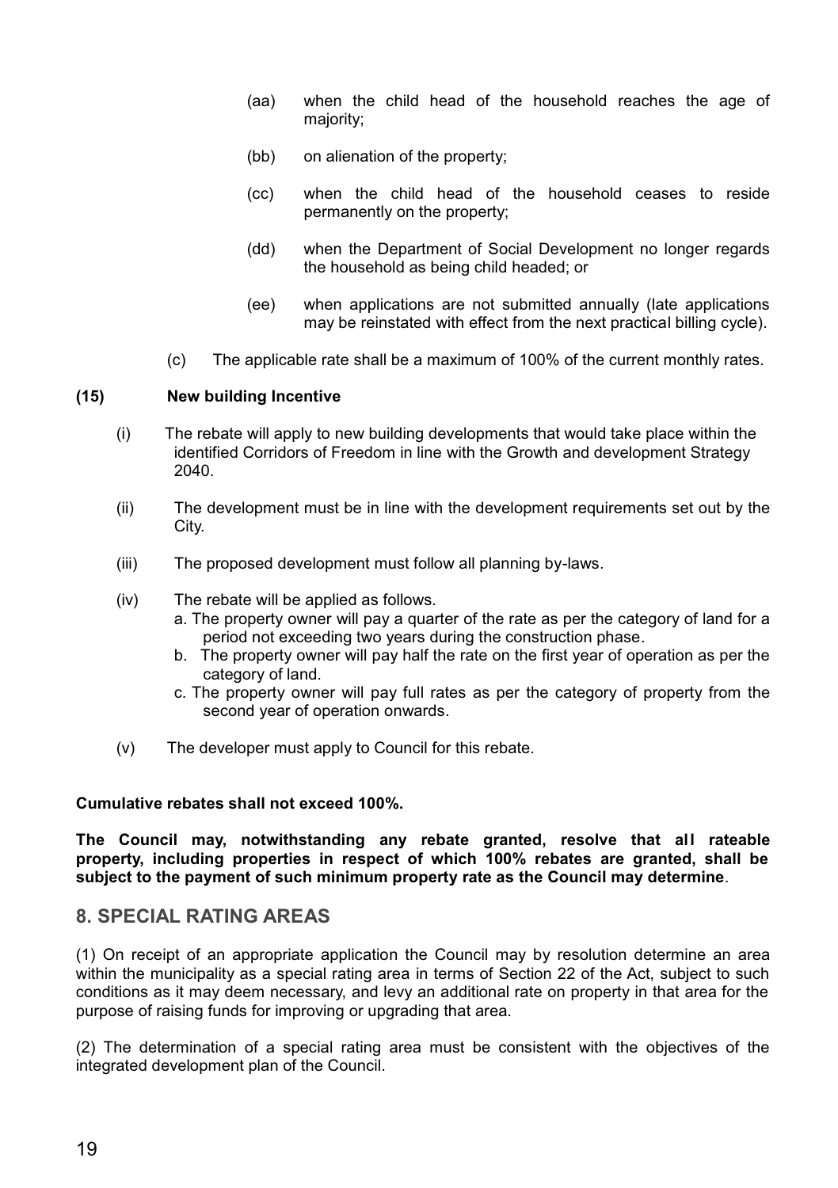(aa) when the child head of the household reaches the age of majority;

(bb) on alienation of the property;

(cc) when the child head of the household ceases to reside permanently on the property;

(dd) when the Department of Social Development no longer regards the household as being child headed; or

(ee) when applications are not submitted annually (late applications may be reinstated with effect from the next practical billing cycle).

(c) The applicable rate shall be a maximum of 100% of the current monthly rates.

**(15) New building Incentive**

(i) The rebate will apply to new building developments that would take place within the identified Corridors of Freedom in line with the Growth and development Strategy 2040.

(ii) The development must be in line with the development requirements set out by the City.

(iii) The proposed development must follow all planning by-laws.

(iv) The rebate will be applied as follows.

a. The property owner will pay a quarter of the rate as per the category of land for a period not exceeding two years during the construction phase.

b. The property owner will pay half the rate on the first year of operation as per the category of land.

c. The property owner will pay full rates as per the category of property from the second year of operation onwards.

(v) The developer must apply to Council for this rebate.

**Cumulative rebates shall not exceed 100%.**

**The Council may, notwithstanding any rebate granted, resolve that all rateable property, including properties in respect of which 100% rebates are granted, shall be subject to the payment of such minimum property rate as the Council may determine**.

## 8. SPECIAL RATING AREAS

(1) On receipt of an appropriate application the Council may by resolution determine an area within the municipality as a special rating area in terms of Section 22 of the Act, subject to such conditions as it may deem necessary, and levy an additional rate on property in that area for the purpose of raising funds for improving or upgrading that area.

(2) The determination of a special rating area must be consistent with the objectives of the integrated development plan of the Council.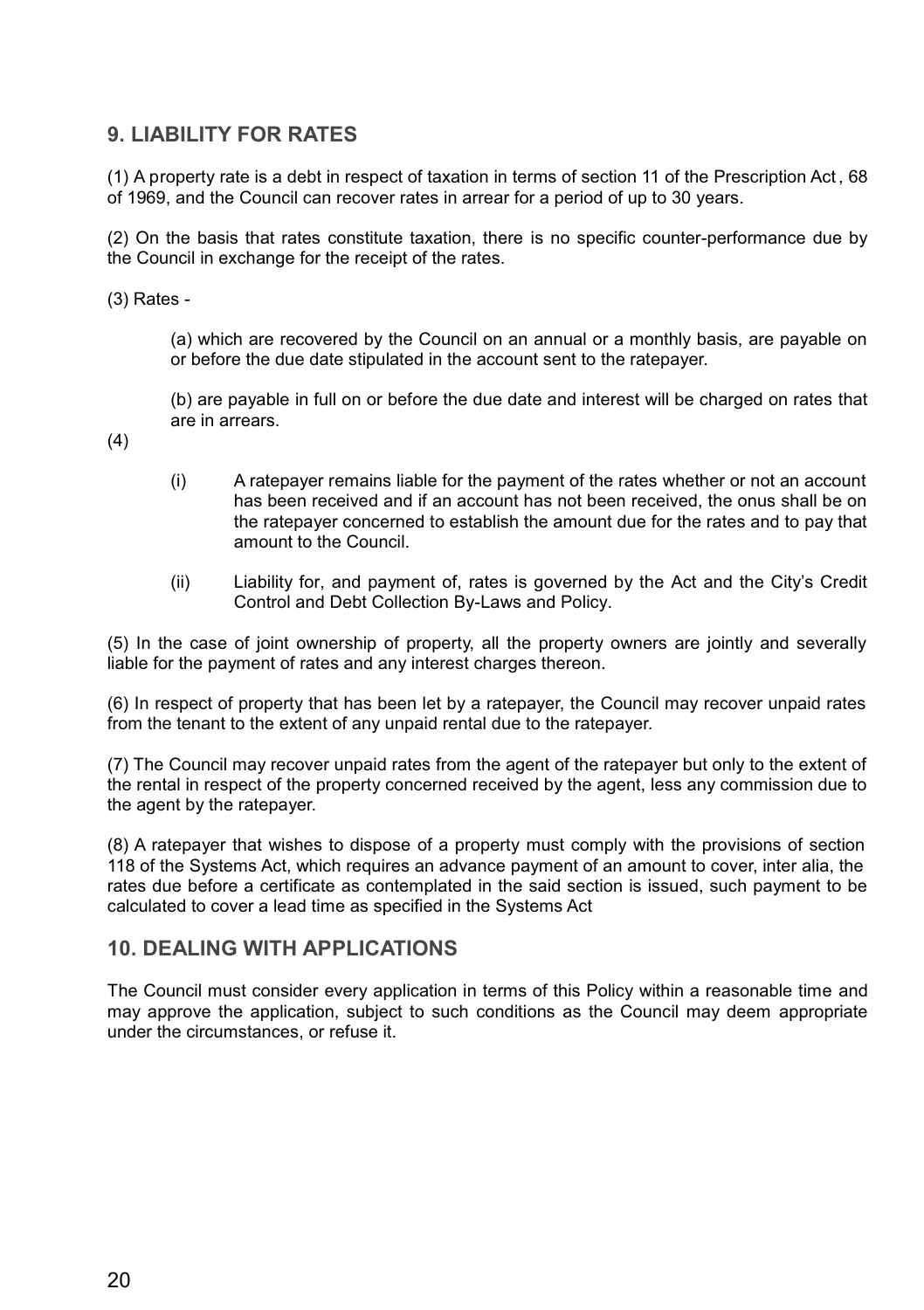## 9. LIABILITY FOR RATES

(1) A property rate is a debt in respect of taxation in terms of section 11 of the Prescription Act , 68 of 1969, and the Council can recover rates in arrear for a period of up to 30 years.

(2) On the basis that rates constitute taxation, there is no specific counter-performance due by the Council in exchange for the receipt of the rates.

(3) Rates -

(a) which are recovered by the Council on an annual or a monthly basis, are payable on or before the due date stipulated in the account sent to the ratepayer.

(b) are payable in full on or before the due date and interest will be charged on rates that are in arrears.

(4)

(i) A ratepayer remains liable for the payment of the rates whether or not an account has been received and if an account has not been received, the onus shall be on the ratepayer concerned to establish the amount due for the rates and to pay that amount to the Council.

(ii) Liability for, and payment of, rates is governed by the Act and the City's Credit Control and Debt Collection By-Laws and Policy.

(5) In the case of joint ownership of property, all the property owners are jointly and severally liable for the payment of rates and any interest charges thereon.

(6) In respect of property that has been let by a ratepayer, the Council may recover unpaid rates from the tenant to the extent of any unpaid rental due to the ratepayer.

(7) The Council may recover unpaid rates from the agent of the ratepayer but only to the extent of the rental in respect of the property concerned received by the agent, less any commission due to the agent by the ratepayer.

(8) A ratepayer that wishes to dispose of a property must comply with the provisions of section 118 of the Systems Act, which requires an advance payment of an amount to cover, inter alia, the rates due before a certificate as contemplated in the said section is issued, such payment to be calculated to cover a lead time as specified in the Systems Act

## 10. DEALING WITH APPLICATIONS

The Council must consider every application in terms of this Policy within a reasonable time and may approve the application, subject to such conditions as the Council may deem appropriate under the circumstances, or refuse it.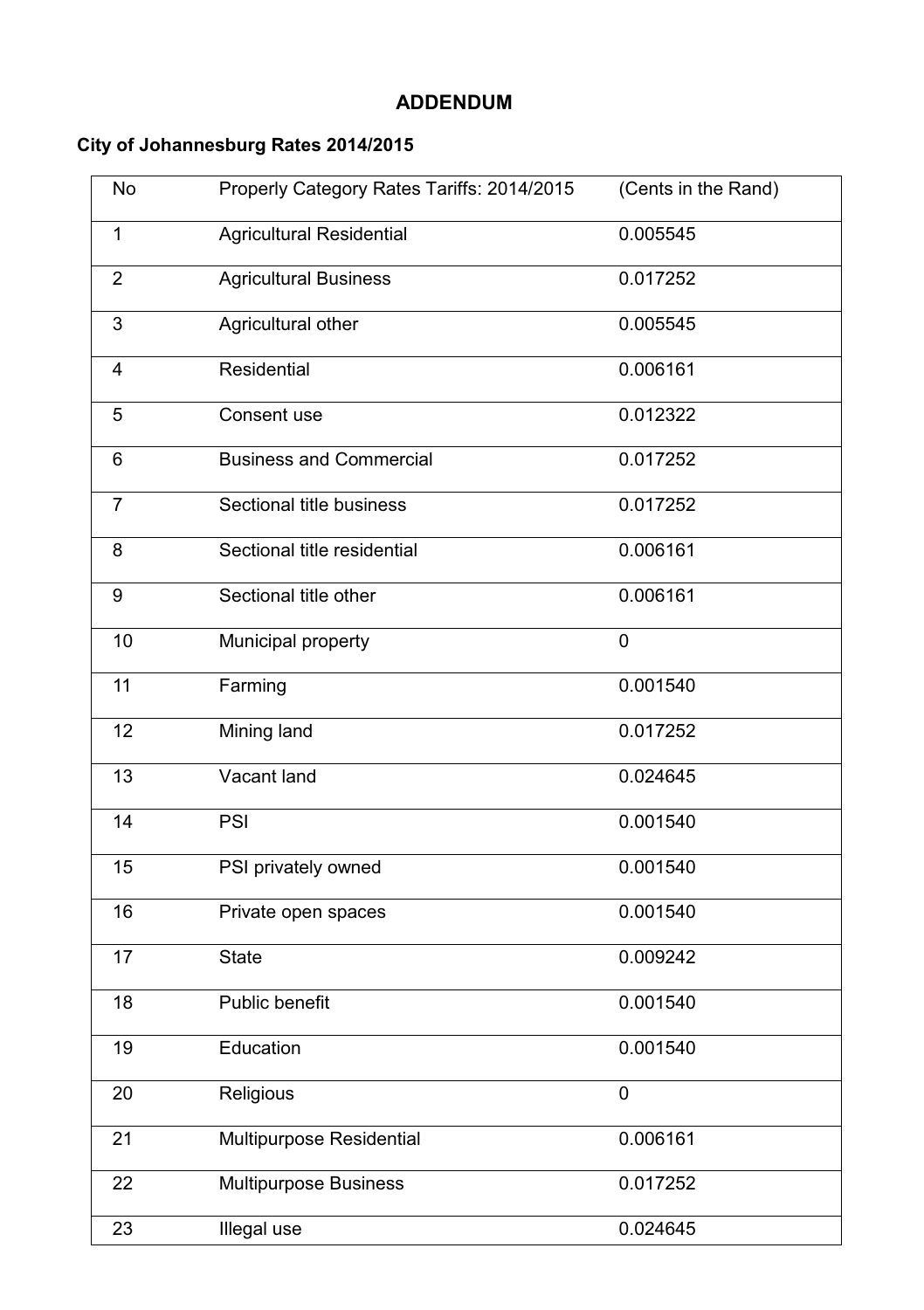# ADDENDUM

**City of Johannesburg Rates 2014/2015**

| No | Properly Category Rates Tariffs: 2014/2015 | (Cents in the Rand) |
|---|---|---|
| 1 | Agricultural Residential | 0.005545 |
| 2 | Agricultural Business | 0.017252 |
| 3 | Agricultural other | 0.005545 |
| 4 | Residential | 0.006161 |
| 5 | Consent use | 0.012322 |
| 6 | Business and Commercial | 0.017252 |
| 7 | Sectional title business | 0.017252 |
| 8 | Sectional title residential | 0.006161 |
| 9 | Sectional title other | 0.006161 |
| 10 | Municipal property | 0 |
| 11 | Farming | 0.001540 |
| 12 | Mining land | 0.017252 |
| 13 | Vacant land | 0.024645 |
| 14 | PSI | 0.001540 |
| 15 | PSI privately owned | 0.001540 |
| 16 | Private open spaces | 0.001540 |
| 17 | State | 0.009242 |
| 18 | Public benefit | 0.001540 |
| 19 | Education | 0.001540 |
| 20 | Religious | 0 |
| 21 | Multipurpose Residential | 0.006161 |
| 22 | Multipurpose Business | 0.017252 |
| 23 | Illegal use | 0.024645 |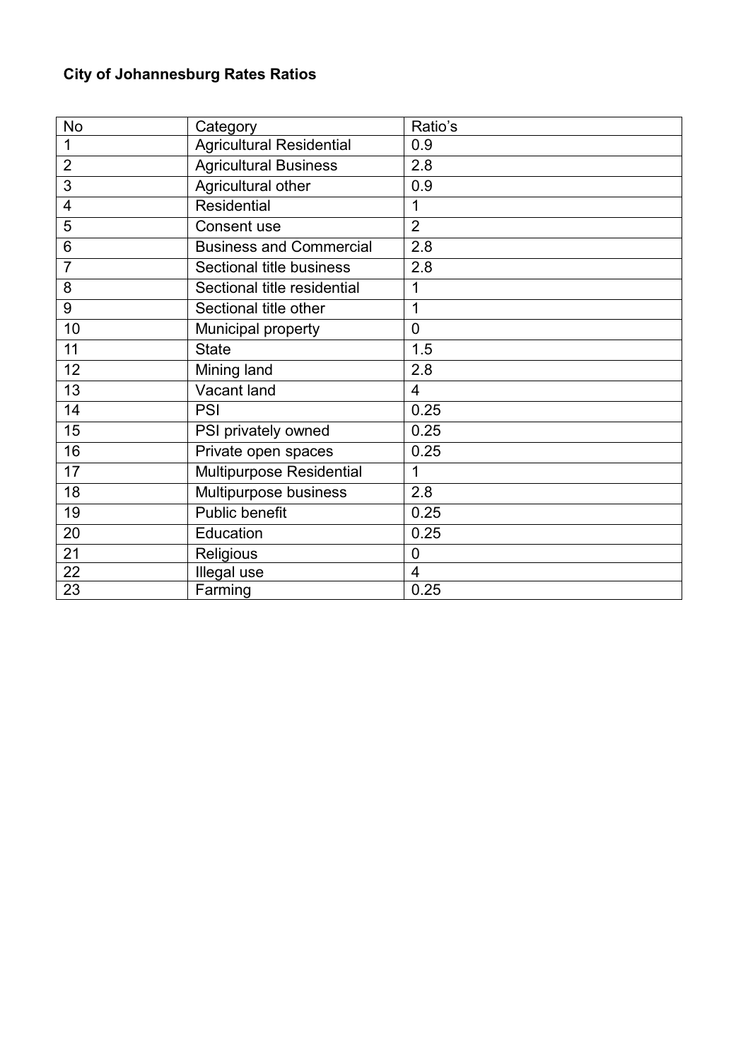**City of Johannesburg Rates Ratios**

| No | Category | Ratio's |
|---|---|---|
| 1 | Agricultural Residential | 0.9 |
| 2 | Agricultural Business | 2.8 |
| 3 | Agricultural other | 0.9 |
| 4 | Residential | 1 |
| 5 | Consent use | 2 |
| 6 | Business and Commercial | 2.8 |
| 7 | Sectional title business | 2.8 |
| 8 | Sectional title residential | 1 |
| 9 | Sectional title other | 1 |
| 10 | Municipal property | 0 |
| 11 | State | 1.5 |
| 12 | Mining land | 2.8 |
| 13 | Vacant land | 4 |
| 14 | PSI | 0.25 |
| 15 | PSI privately owned | 0.25 |
| 16 | Private open spaces | 0.25 |
| 17 | Multipurpose Residential | 1 |
| 18 | Multipurpose business | 2.8 |
| 19 | Public benefit | 0.25 |
| 20 | Education | 0.25 |
| 21 | Religious | 0 |
| 22 | Illegal use | 4 |
| 23 | Farming | 0.25 |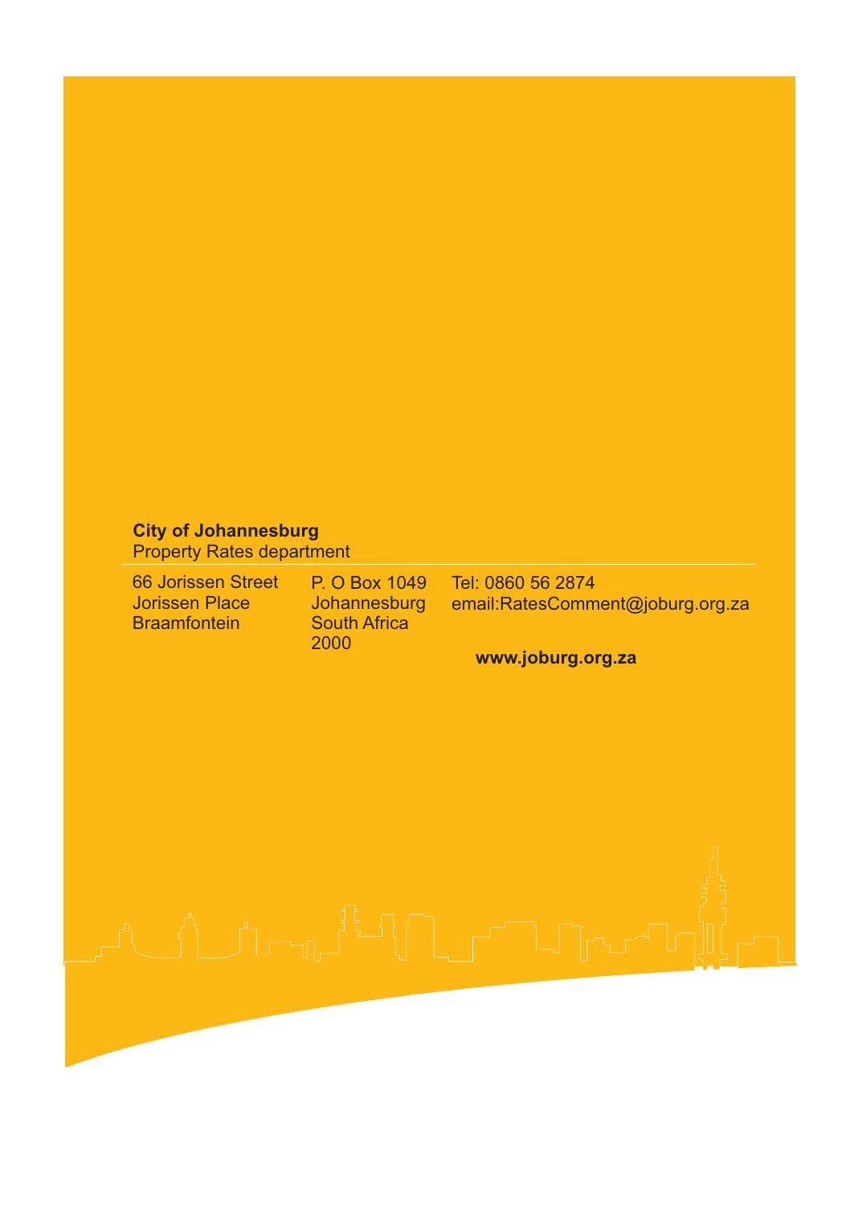**City of Johannesburg**
Property Rates department

66 Jorissen Street
Jorissen Place
Braamfontein

P. O Box 1049
Johannesburg
South Africa
2000

Tel: 0860 56 2874
email:RatesComment@joburg.org.za

**www.joburg.org.za**